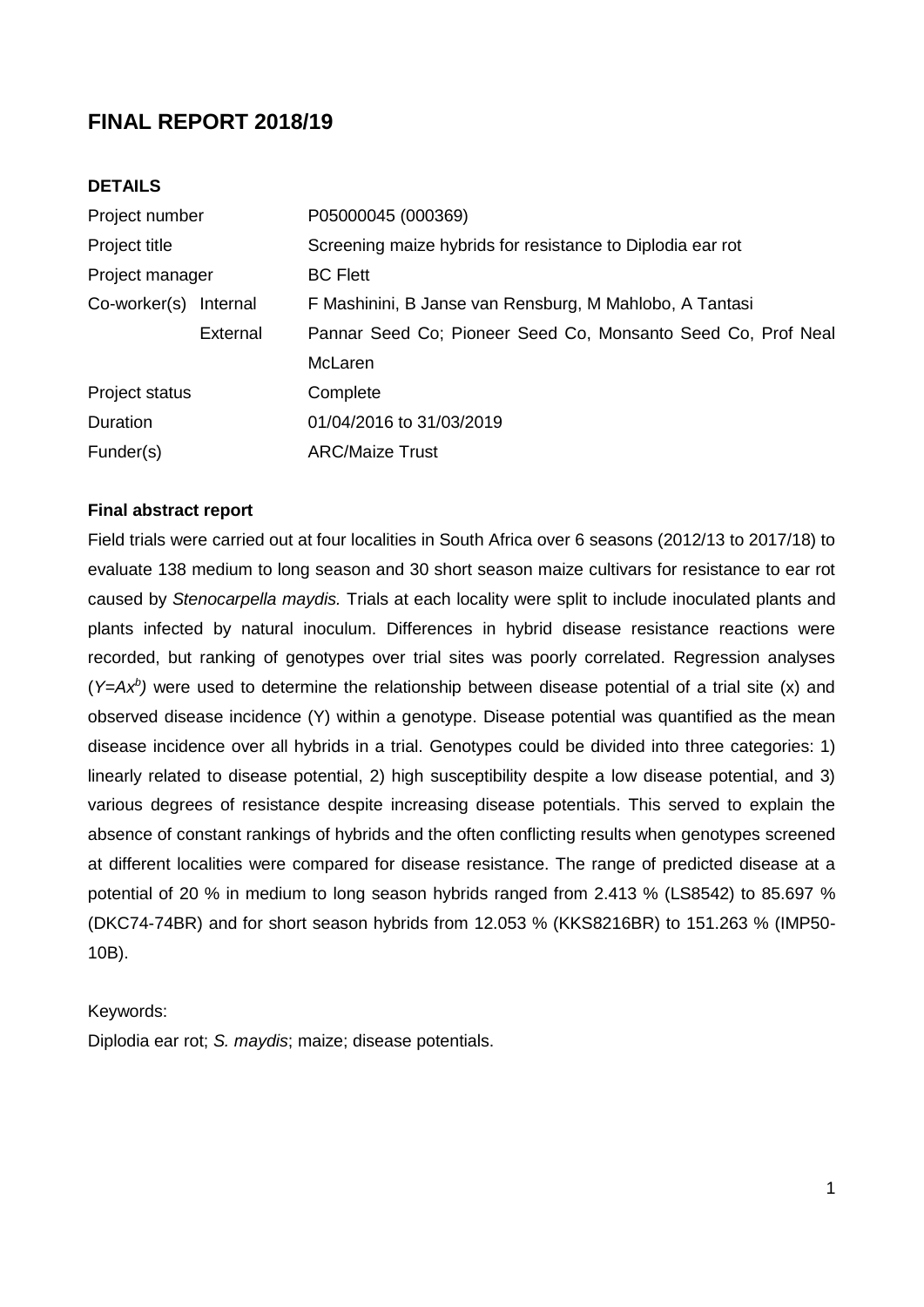# FINAL REPORT 2018/19

## DETAILS

| | |
|---|---|
| Project number | P05000045 (000369) |
| Project title | Screening maize hybrids for resistance to Diplodia ear rot |
| Project manager | BC Flett |
| Co-worker(s) Internal | F Mashinini, B Janse van Rensburg, M Mahlobo, A Tantasi |
| External | Pannar Seed Co; Pioneer Seed Co, Monsanto Seed Co, Prof Neal McLaren |
| Project status | Complete |
| Duration | 01/04/2016 to 31/03/2019 |
| Funder(s) | ARC/Maize Trust |

**Final abstract report**

Field trials were carried out at four localities in South Africa over 6 seasons (2012/13 to 2017/18) to evaluate 138 medium to long season and 30 short season maize cultivars for resistance to ear rot caused by *Stenocarpella maydis.* Trials at each locality were split to include inoculated plants and plants infected by natural inoculum. Differences in hybrid disease resistance reactions were recorded, but ranking of genotypes over trial sites was poorly correlated. Regression analyses ($Y=Ax^b$) were used to determine the relationship between disease potential of a trial site (x) and observed disease incidence (Y) within a genotype. Disease potential was quantified as the mean disease incidence over all hybrids in a trial. Genotypes could be divided into three categories: 1) linearly related to disease potential, 2) high susceptibility despite a low disease potential, and 3) various degrees of resistance despite increasing disease potentials. This served to explain the absence of constant rankings of hybrids and the often conflicting results when genotypes screened at different localities were compared for disease resistance. The range of predicted disease at a potential of 20 % in medium to long season hybrids ranged from 2.413 % (LS8542) to 85.697 % (DKC74-74BR) and for short season hybrids from 12.053 % (KKS8216BR) to 151.263 % (IMP50-10B).

Keywords:

Diplodia ear rot; *S. maydis*; maize; disease potentials.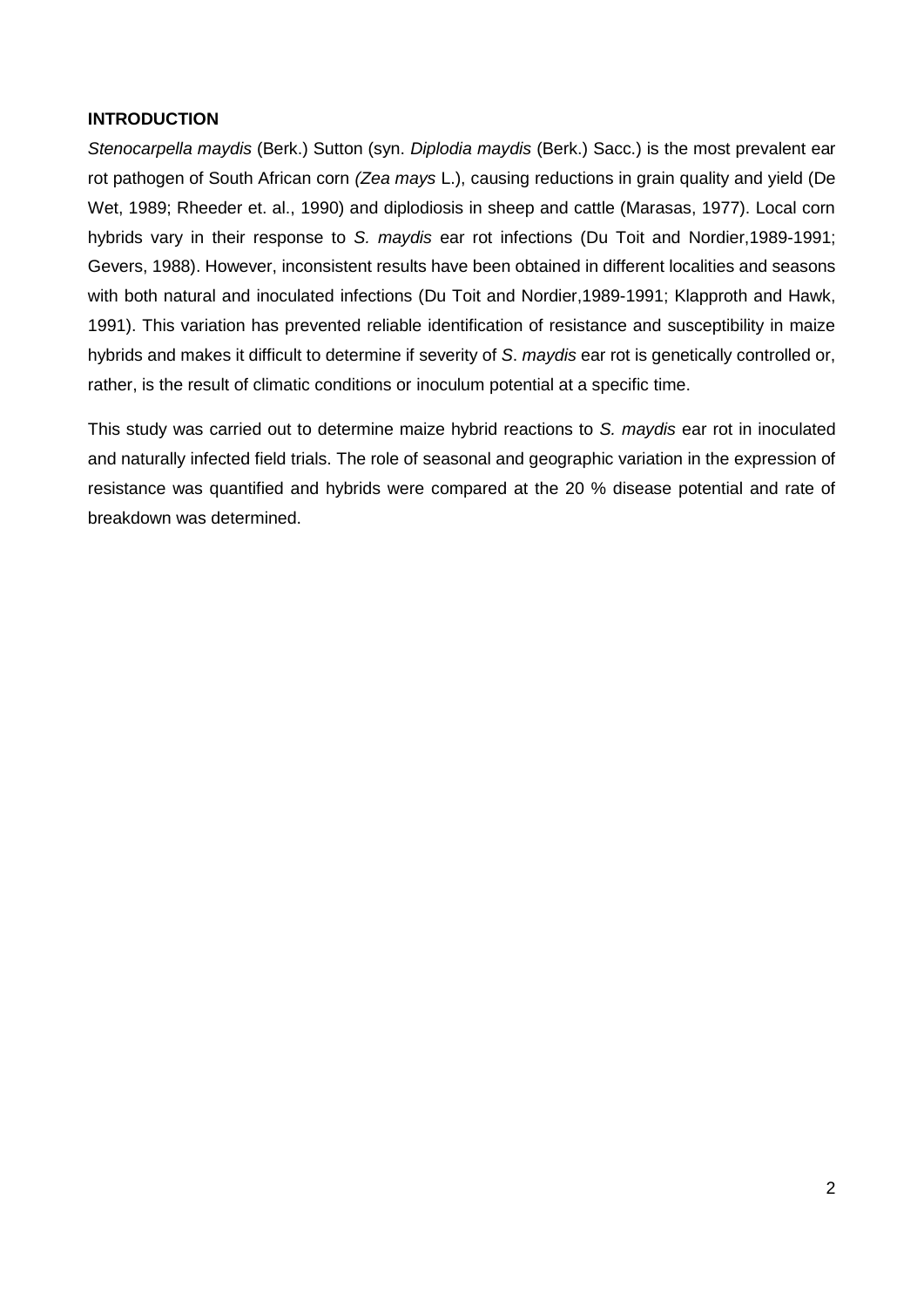**INTRODUCTION**

*Stenocarpella maydis* (Berk.) Sutton (syn. *Diplodia maydis* (Berk.) Sacc.) is the most prevalent ear rot pathogen of South African corn *(Zea mays* L.), causing reductions in grain quality and yield (De Wet, 1989; Rheeder et. al., 1990) and diplodiosis in sheep and cattle (Marasas, 1977). Local corn hybrids vary in their response to *S. maydis* ear rot infections (Du Toit and Nordier,1989-1991; Gevers, 1988). However, inconsistent results have been obtained in different localities and seasons with both natural and inoculated infections (Du Toit and Nordier,1989-1991; Klapproth and Hawk, 1991). This variation has prevented reliable identification of resistance and susceptibility in maize hybrids and makes it difficult to determine if severity of *S*. *maydis* ear rot is genetically controlled or, rather, is the result of climatic conditions or inoculum potential at a specific time.

This study was carried out to determine maize hybrid reactions to *S. maydis* ear rot in inoculated and naturally infected field trials. The role of seasonal and geographic variation in the expression of resistance was quantified and hybrids were compared at the 20 % disease potential and rate of breakdown was determined.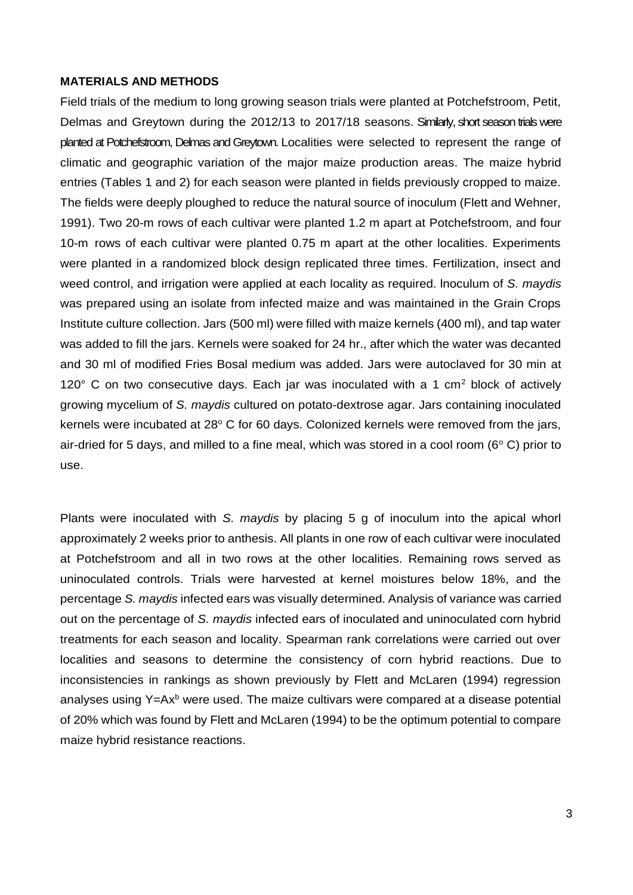**MATERIALS AND METHODS**

Field trials of the medium to long growing season trials were planted at Potchefstroom, Petit, Delmas and Greytown during the 2012/13 to 2017/18 seasons. Similarly, short season trials were planted at Potchefstroom, Delmas and Greytown. Localities were selected to represent the range of climatic and geographic variation of the major maize production areas. The maize hybrid entries (Tables 1 and 2) for each season were planted in fields previously cropped to maize. The fields were deeply ploughed to reduce the natural source of inoculum (Flett and Wehner, 1991). Two 20-m rows of each cultivar were planted 1.2 m apart at Potchefstroom, and four 10-m rows of each cultivar were planted 0.75 m apart at the other localities. Experiments were planted in a randomized block design replicated three times. Fertilization, insect and weed control, and irrigation were applied at each locality as required. Inoculum of *S. maydis* was prepared using an isolate from infected maize and was maintained in the Grain Crops Institute culture collection. Jars (500 ml) were filled with maize kernels (400 ml), and tap water was added to fill the jars. Kernels were soaked for 24 hr., after which the water was decanted and 30 ml of modified Fries Bosal medium was added. Jars were autoclaved for 30 min at 120° C on two consecutive days. Each jar was inoculated with a 1 $cm^2$ block of actively growing mycelium of *S. maydis* cultured on potato-dextrose agar. Jars containing inoculated kernels were incubated at 28° C for 60 days. Colonized kernels were removed from the jars, air-dried for 5 days, and milled to a fine meal, which was stored in a cool room (6° C) prior to use.

Plants were inoculated with *S. maydis* by placing 5 g of inoculum into the apical whorl approximately 2 weeks prior to anthesis. All plants in one row of each cultivar were inoculated at Potchefstroom and all in two rows at the other localities. Remaining rows served as uninoculated controls. Trials were harvested at kernel moistures below 18%, and the percentage *S. maydis* infected ears was visually determined. Analysis of variance was carried out on the percentage of *S. maydis* infected ears of inoculated and uninoculated corn hybrid treatments for each season and locality. Spearman rank correlations were carried out over localities and seasons to determine the consistency of corn hybrid reactions. Due to inconsistencies in rankings as shown previously by Flett and McLaren (1994) regression analyses using $Y=Ax^b$ were used. The maize cultivars were compared at a disease potential of 20% which was found by Flett and McLaren (1994) to be the optimum potential to compare maize hybrid resistance reactions.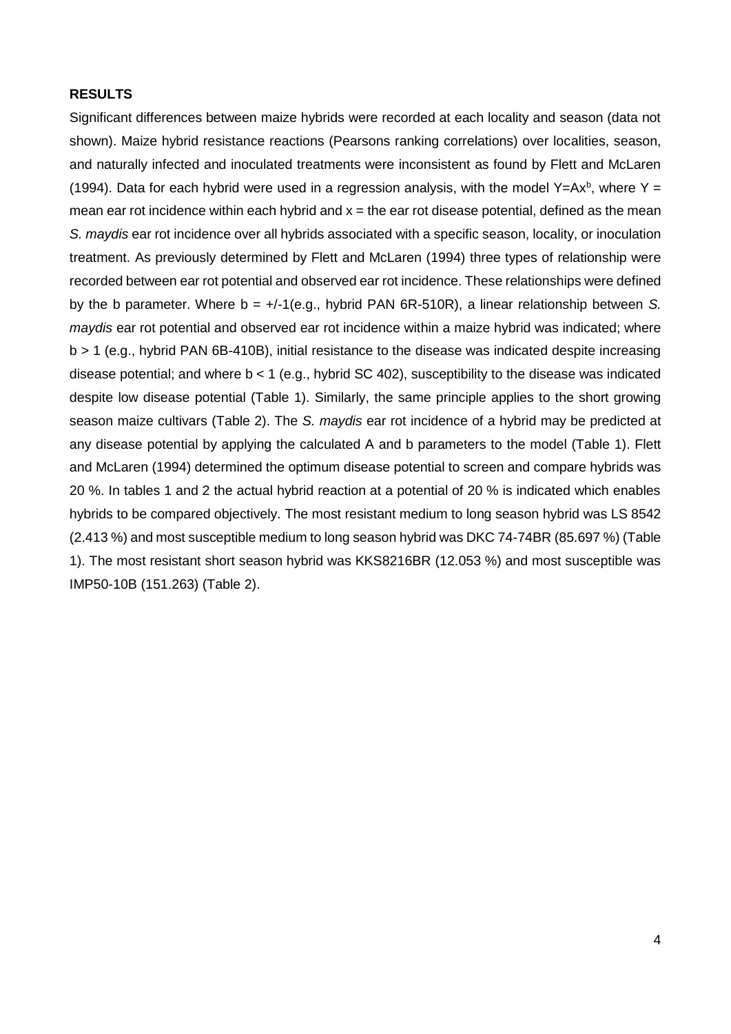**RESULTS**

Significant differences between maize hybrids were recorded at each locality and season (data not shown). Maize hybrid resistance reactions (Pearsons ranking correlations) over localities, season, and naturally infected and inoculated treatments were inconsistent as found by Flett and McLaren (1994). Data for each hybrid were used in a regression analysis, with the model $Y=Ax^b$, where Y = mean ear rot incidence within each hybrid and x = the ear rot disease potential, defined as the mean *S. maydis* ear rot incidence over all hybrids associated with a specific season, locality, or inoculation treatment. As previously determined by Flett and McLaren (1994) three types of relationship were recorded between ear rot potential and observed ear rot incidence. These relationships were defined by the b parameter. Where b = +/-1(e.g., hybrid PAN 6R-510R), a linear relationship between *S. maydis* ear rot potential and observed ear rot incidence within a maize hybrid was indicated; where b > 1 (e.g., hybrid PAN 6B-410B), initial resistance to the disease was indicated despite increasing disease potential; and where b < 1 (e.g., hybrid SC 402), susceptibility to the disease was indicated despite low disease potential (Table 1). Similarly, the same principle applies to the short growing season maize cultivars (Table 2). The *S. maydis* ear rot incidence of a hybrid may be predicted at any disease potential by applying the calculated A and b parameters to the model (Table 1). Flett and McLaren (1994) determined the optimum disease potential to screen and compare hybrids was 20 %. In tables 1 and 2 the actual hybrid reaction at a potential of 20 % is indicated which enables hybrids to be compared objectively. The most resistant medium to long season hybrid was LS 8542 (2.413 %) and most susceptible medium to long season hybrid was DKC 74-74BR (85.697 %) (Table 1). The most resistant short season hybrid was KKS8216BR (12.053 %) and most susceptible was IMP50-10B (151.263) (Table 2).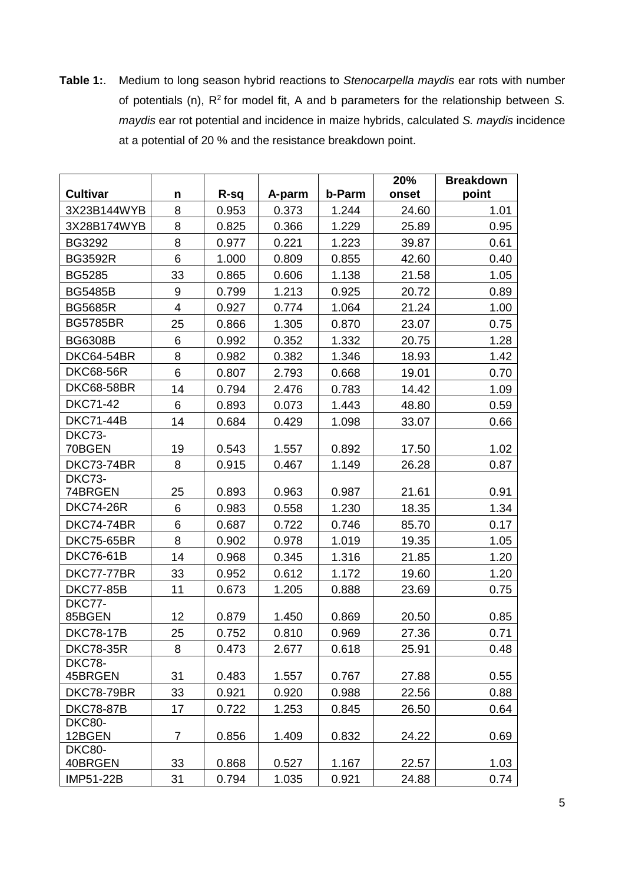**Table 1:**. Medium to long season hybrid reactions to *Stenocarpella maydis* ear rots with number of potentials (n), $R^2$ for model fit, A and b parameters for the relationship between *S. maydis* ear rot potential and incidence in maize hybrids, calculated *S. maydis* incidence at a potential of 20 % and the resistance breakdown point.

| Cultivar | n | R-sq | A-parm | b-Parm | 20% onset | Breakdown point |
|---|---|---|---|---|---|---|
| 3X23B144WYB | 8 | 0.953 | 0.373 | 1.244 | 24.60 | 1.01 |
| 3X28B174WYB | 8 | 0.825 | 0.366 | 1.229 | 25.89 | 0.95 |
| BG3292 | 8 | 0.977 | 0.221 | 1.223 | 39.87 | 0.61 |
| BG3592R | 6 | 1.000 | 0.809 | 0.855 | 42.60 | 0.40 |
| BG5285 | 33 | 0.865 | 0.606 | 1.138 | 21.58 | 1.05 |
| BG5485B | 9 | 0.799 | 1.213 | 0.925 | 20.72 | 0.89 |
| BG5685R | 4 | 0.927 | 0.774 | 1.064 | 21.24 | 1.00 |
| BG5785BR | 25 | 0.866 | 1.305 | 0.870 | 23.07 | 0.75 |
| BG6308B | 6 | 0.992 | 0.352 | 1.332 | 20.75 | 1.28 |
| DKC64-54BR | 8 | 0.982 | 0.382 | 1.346 | 18.93 | 1.42 |
| DKC68-56R | 6 | 0.807 | 2.793 | 0.668 | 19.01 | 0.70 |
| DKC68-58BR | 14 | 0.794 | 2.476 | 0.783 | 14.42 | 1.09 |
| DKC71-42 | 6 | 0.893 | 0.073 | 1.443 | 48.80 | 0.59 |
| DKC71-44B | 14 | 0.684 | 0.429 | 1.098 | 33.07 | 0.66 |
| DKC73-70BGEN | 19 | 0.543 | 1.557 | 0.892 | 17.50 | 1.02 |
| DKC73-74BR | 8 | 0.915 | 0.467 | 1.149 | 26.28 | 0.87 |
| DKC73-74BRGEN | 25 | 0.893 | 0.963 | 0.987 | 21.61 | 0.91 |
| DKC74-26R | 6 | 0.983 | 0.558 | 1.230 | 18.35 | 1.34 |
| DKC74-74BR | 6 | 0.687 | 0.722 | 0.746 | 85.70 | 0.17 |
| DKC75-65BR | 8 | 0.902 | 0.978 | 1.019 | 19.35 | 1.05 |
| DKC76-61B | 14 | 0.968 | 0.345 | 1.316 | 21.85 | 1.20 |
| DKC77-77BR | 33 | 0.952 | 0.612 | 1.172 | 19.60 | 1.20 |
| DKC77-85B | 11 | 0.673 | 1.205 | 0.888 | 23.69 | 0.75 |
| DKC77-85BGEN | 12 | 0.879 | 1.450 | 0.869 | 20.50 | 0.85 |
| DKC78-17B | 25 | 0.752 | 0.810 | 0.969 | 27.36 | 0.71 |
| DKC78-35R | 8 | 0.473 | 2.677 | 0.618 | 25.91 | 0.48 |
| DKC78-45BRGEN | 31 | 0.483 | 1.557 | 0.767 | 27.88 | 0.55 |
| DKC78-79BR | 33 | 0.921 | 0.920 | 0.988 | 22.56 | 0.88 |
| DKC78-87B | 17 | 0.722 | 1.253 | 0.845 | 26.50 | 0.64 |
| DKC80-12BGEN | 7 | 0.856 | 1.409 | 0.832 | 24.22 | 0.69 |
| DKC80-40BRGEN | 33 | 0.868 | 0.527 | 1.167 | 22.57 | 1.03 |
| IMP51-22B | 31 | 0.794 | 1.035 | 0.921 | 24.88 | 0.74 |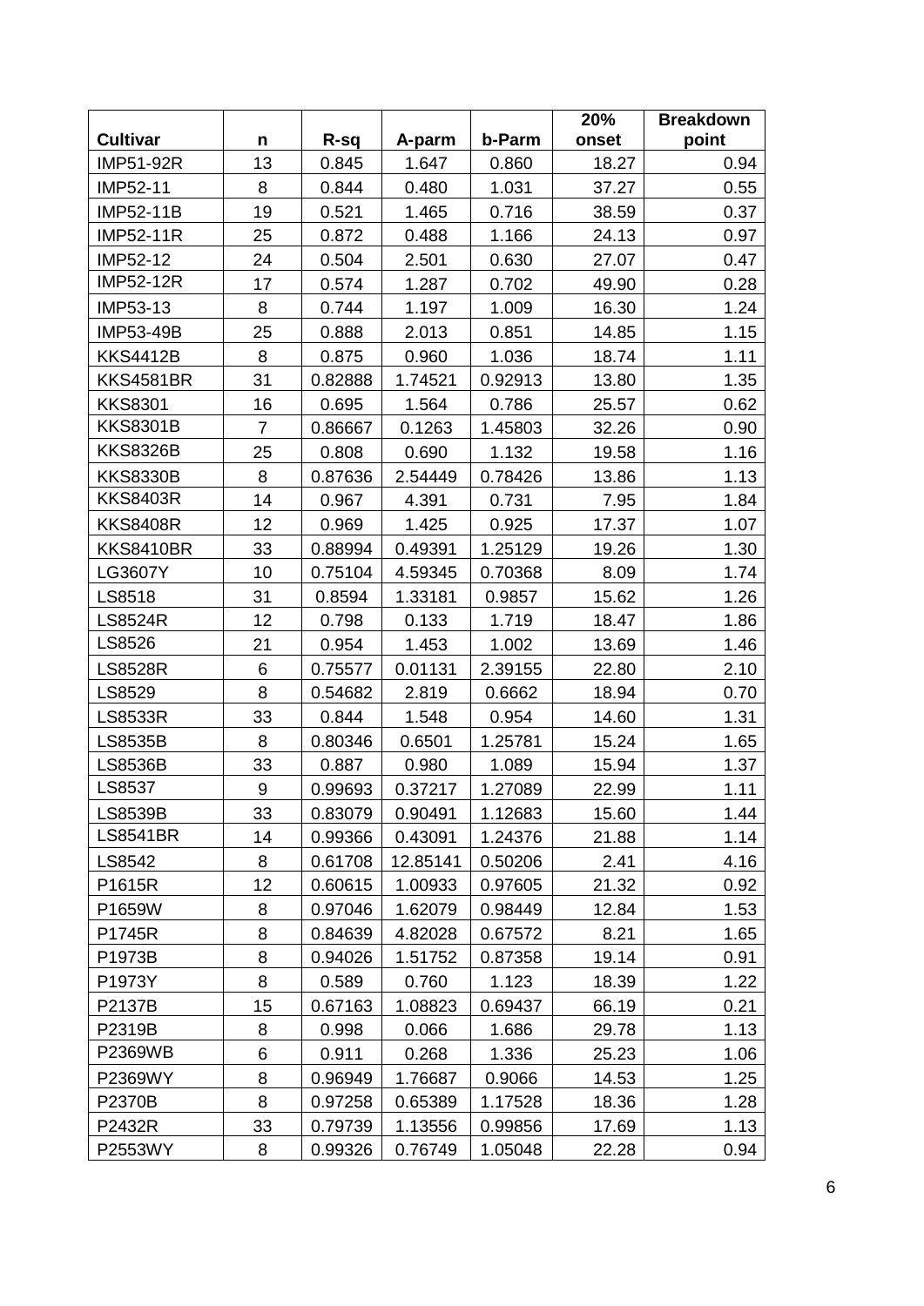| Cultivar | n | R-sq | A-parm | b-Parm | 20% onset | Breakdown point |
|---|---|---|---|---|---|---|
| IMP51-92R | 13 | 0.845 | 1.647 | 0.860 | 18.27 | 0.94 |
| IMP52-11 | 8 | 0.844 | 0.480 | 1.031 | 37.27 | 0.55 |
| IMP52-11B | 19 | 0.521 | 1.465 | 0.716 | 38.59 | 0.37 |
| IMP52-11R | 25 | 0.872 | 0.488 | 1.166 | 24.13 | 0.97 |
| IMP52-12 | 24 | 0.504 | 2.501 | 0.630 | 27.07 | 0.47 |
| IMP52-12R | 17 | 0.574 | 1.287 | 0.702 | 49.90 | 0.28 |
| IMP53-13 | 8 | 0.744 | 1.197 | 1.009 | 16.30 | 1.24 |
| IMP53-49B | 25 | 0.888 | 2.013 | 0.851 | 14.85 | 1.15 |
| KKS4412B | 8 | 0.875 | 0.960 | 1.036 | 18.74 | 1.11 |
| KKS4581BR | 31 | 0.82888 | 1.74521 | 0.92913 | 13.80 | 1.35 |
| KKS8301 | 16 | 0.695 | 1.564 | 0.786 | 25.57 | 0.62 |
| KKS8301B | 7 | 0.86667 | 0.1263 | 1.45803 | 32.26 | 0.90 |
| KKS8326B | 25 | 0.808 | 0.690 | 1.132 | 19.58 | 1.16 |
| KKS8330B | 8 | 0.87636 | 2.54449 | 0.78426 | 13.86 | 1.13 |
| KKS8403R | 14 | 0.967 | 4.391 | 0.731 | 7.95 | 1.84 |
| KKS8408R | 12 | 0.969 | 1.425 | 0.925 | 17.37 | 1.07 |
| KKS8410BR | 33 | 0.88994 | 0.49391 | 1.25129 | 19.26 | 1.30 |
| LG3607Y | 10 | 0.75104 | 4.59345 | 0.70368 | 8.09 | 1.74 |
| LS8518 | 31 | 0.8594 | 1.33181 | 0.9857 | 15.62 | 1.26 |
| LS8524R | 12 | 0.798 | 0.133 | 1.719 | 18.47 | 1.86 |
| LS8526 | 21 | 0.954 | 1.453 | 1.002 | 13.69 | 1.46 |
| LS8528R | 6 | 0.75577 | 0.01131 | 2.39155 | 22.80 | 2.10 |
| LS8529 | 8 | 0.54682 | 2.819 | 0.6662 | 18.94 | 0.70 |
| LS8533R | 33 | 0.844 | 1.548 | 0.954 | 14.60 | 1.31 |
| LS8535B | 8 | 0.80346 | 0.6501 | 1.25781 | 15.24 | 1.65 |
| LS8536B | 33 | 0.887 | 0.980 | 1.089 | 15.94 | 1.37 |
| LS8537 | 9 | 0.99693 | 0.37217 | 1.27089 | 22.99 | 1.11 |
| LS8539B | 33 | 0.83079 | 0.90491 | 1.12683 | 15.60 | 1.44 |
| LS8541BR | 14 | 0.99366 | 0.43091 | 1.24376 | 21.88 | 1.14 |
| LS8542 | 8 | 0.61708 | 12.85141 | 0.50206 | 2.41 | 4.16 |
| P1615R | 12 | 0.60615 | 1.00933 | 0.97605 | 21.32 | 0.92 |
| P1659W | 8 | 0.97046 | 1.62079 | 0.98449 | 12.84 | 1.53 |
| P1745R | 8 | 0.84639 | 4.82028 | 0.67572 | 8.21 | 1.65 |
| P1973B | 8 | 0.94026 | 1.51752 | 0.87358 | 19.14 | 0.91 |
| P1973Y | 8 | 0.589 | 0.760 | 1.123 | 18.39 | 1.22 |
| P2137B | 15 | 0.67163 | 1.08823 | 0.69437 | 66.19 | 0.21 |
| P2319B | 8 | 0.998 | 0.066 | 1.686 | 29.78 | 1.13 |
| P2369WB | 6 | 0.911 | 0.268 | 1.336 | 25.23 | 1.06 |
| P2369WY | 8 | 0.96949 | 1.76687 | 0.9066 | 14.53 | 1.25 |
| P2370B | 8 | 0.97258 | 0.65389 | 1.17528 | 18.36 | 1.28 |
| P2432R | 33 | 0.79739 | 1.13556 | 0.99856 | 17.69 | 1.13 |
| P2553WY | 8 | 0.99326 | 0.76749 | 1.05048 | 22.28 | 0.94 |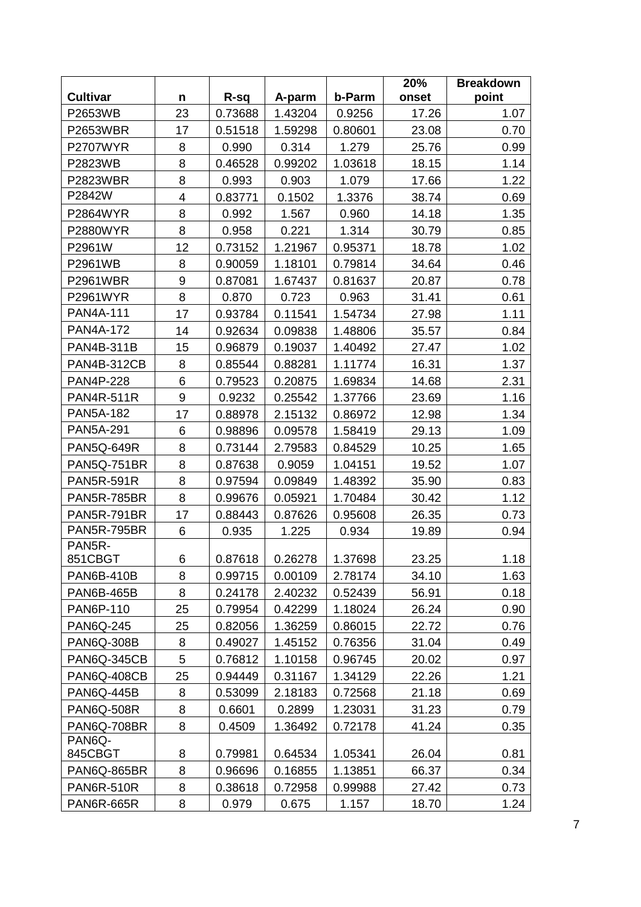| Cultivar | n | R-sq | A-parm | b-Parm | 20% onset | Breakdown point |
|---|---|---|---|---|---|---|
| P2653WB | 23 | 0.73688 | 1.43204 | 0.9256 | 17.26 | 1.07 |
| P2653WBR | 17 | 0.51518 | 1.59298 | 0.80601 | 23.08 | 0.70 |
| P2707WYR | 8 | 0.990 | 0.314 | 1.279 | 25.76 | 0.99 |
| P2823WB | 8 | 0.46528 | 0.99202 | 1.03618 | 18.15 | 1.14 |
| P2823WBR | 8 | 0.993 | 0.903 | 1.079 | 17.66 | 1.22 |
| P2842W | 4 | 0.83771 | 0.1502 | 1.3376 | 38.74 | 0.69 |
| P2864WYR | 8 | 0.992 | 1.567 | 0.960 | 14.18 | 1.35 |
| P2880WYR | 8 | 0.958 | 0.221 | 1.314 | 30.79 | 0.85 |
| P2961W | 12 | 0.73152 | 1.21967 | 0.95371 | 18.78 | 1.02 |
| P2961WB | 8 | 0.90059 | 1.18101 | 0.79814 | 34.64 | 0.46 |
| P2961WBR | 9 | 0.87081 | 1.67437 | 0.81637 | 20.87 | 0.78 |
| P2961WYR | 8 | 0.870 | 0.723 | 0.963 | 31.41 | 0.61 |
| PAN4A-111 | 17 | 0.93784 | 0.11541 | 1.54734 | 27.98 | 1.11 |
| PAN4A-172 | 14 | 0.92634 | 0.09838 | 1.48806 | 35.57 | 0.84 |
| PAN4B-311B | 15 | 0.96879 | 0.19037 | 1.40492 | 27.47 | 1.02 |
| PAN4B-312CB | 8 | 0.85544 | 0.88281 | 1.11774 | 16.31 | 1.37 |
| PAN4P-228 | 6 | 0.79523 | 0.20875 | 1.69834 | 14.68 | 2.31 |
| PAN4R-511R | 9 | 0.9232 | 0.25542 | 1.37766 | 23.69 | 1.16 |
| PAN5A-182 | 17 | 0.88978 | 2.15132 | 0.86972 | 12.98 | 1.34 |
| PAN5A-291 | 6 | 0.98896 | 0.09578 | 1.58419 | 29.13 | 1.09 |
| PAN5Q-649R | 8 | 0.73144 | 2.79583 | 0.84529 | 10.25 | 1.65 |
| PAN5Q-751BR | 8 | 0.87638 | 0.9059 | 1.04151 | 19.52 | 1.07 |
| PAN5R-591R | 8 | 0.97594 | 0.09849 | 1.48392 | 35.90 | 0.83 |
| PAN5R-785BR | 8 | 0.99676 | 0.05921 | 1.70484 | 30.42 | 1.12 |
| PAN5R-791BR | 17 | 0.88443 | 0.87626 | 0.95608 | 26.35 | 0.73 |
| PAN5R-795BR | 6 | 0.935 | 1.225 | 0.934 | 19.89 | 0.94 |
| PAN5R-851CBGT | 6 | 0.87618 | 0.26278 | 1.37698 | 23.25 | 1.18 |
| PAN6B-410B | 8 | 0.99715 | 0.00109 | 2.78174 | 34.10 | 1.63 |
| PAN6B-465B | 8 | 0.24178 | 2.40232 | 0.52439 | 56.91 | 0.18 |
| PAN6P-110 | 25 | 0.79954 | 0.42299 | 1.18024 | 26.24 | 0.90 |
| PAN6Q-245 | 25 | 0.82056 | 1.36259 | 0.86015 | 22.72 | 0.76 |
| PAN6Q-308B | 8 | 0.49027 | 1.45152 | 0.76356 | 31.04 | 0.49 |
| PAN6Q-345CB | 5 | 0.76812 | 1.10158 | 0.96745 | 20.02 | 0.97 |
| PAN6Q-408CB | 25 | 0.94449 | 0.31167 | 1.34129 | 22.26 | 1.21 |
| PAN6Q-445B | 8 | 0.53099 | 2.18183 | 0.72568 | 21.18 | 0.69 |
| PAN6Q-508R | 8 | 0.6601 | 0.2899 | 1.23031 | 31.23 | 0.79 |
| PAN6Q-708BR | 8 | 0.4509 | 1.36492 | 0.72178 | 41.24 | 0.35 |
| PAN6Q-845CBGT | 8 | 0.79981 | 0.64534 | 1.05341 | 26.04 | 0.81 |
| PAN6Q-865BR | 8 | 0.96696 | 0.16855 | 1.13851 | 66.37 | 0.34 |
| PAN6R-510R | 8 | 0.38618 | 0.72958 | 0.99988 | 27.42 | 0.73 |
| PAN6R-665R | 8 | 0.979 | 0.675 | 1.157 | 18.70 | 1.24 |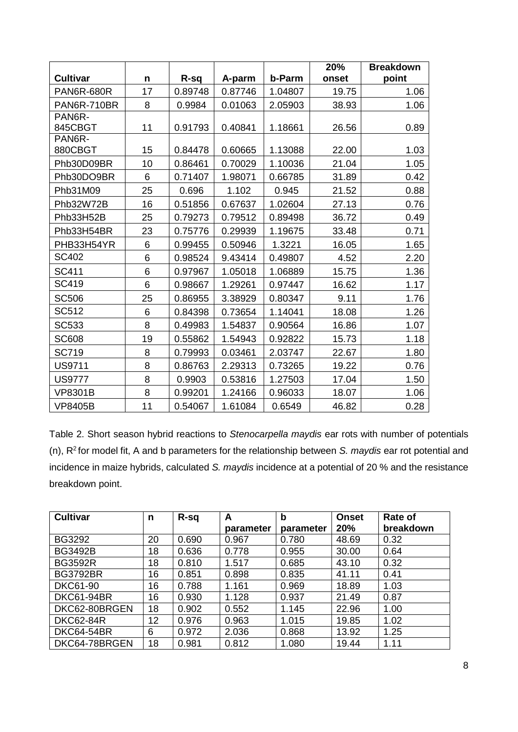| Cultivar | n | R-sq | A-parm | b-Parm | 20% onset | Breakdown point |
|---|---|---|---|---|---|---|
| PAN6R-680R | 17 | 0.89748 | 0.87746 | 1.04807 | 19.75 | 1.06 |
| PAN6R-710BR | 8 | 0.9984 | 0.01063 | 2.05903 | 38.93 | 1.06 |
| PAN6R-845CBGT | 11 | 0.91793 | 0.40841 | 1.18661 | 26.56 | 0.89 |
| PAN6R-880CBGT | 15 | 0.84478 | 0.60665 | 1.13088 | 22.00 | 1.03 |
| Phb30D09BR | 10 | 0.86461 | 0.70029 | 1.10036 | 21.04 | 1.05 |
| Phb30DO9BR | 6 | 0.71407 | 1.98071 | 0.66785 | 31.89 | 0.42 |
| Phb31M09 | 25 | 0.696 | 1.102 | 0.945 | 21.52 | 0.88 |
| Phb32W72B | 16 | 0.51856 | 0.67637 | 1.02604 | 27.13 | 0.76 |
| Phb33H52B | 25 | 0.79273 | 0.79512 | 0.89498 | 36.72 | 0.49 |
| Phb33H54BR | 23 | 0.75776 | 0.29939 | 1.19675 | 33.48 | 0.71 |
| PHB33H54YR | 6 | 0.99455 | 0.50946 | 1.3221 | 16.05 | 1.65 |
| SC402 | 6 | 0.98524 | 9.43414 | 0.49807 | 4.52 | 2.20 |
| SC411 | 6 | 0.97967 | 1.05018 | 1.06889 | 15.75 | 1.36 |
| SC419 | 6 | 0.98667 | 1.29261 | 0.97447 | 16.62 | 1.17 |
| SC506 | 25 | 0.86955 | 3.38929 | 0.80347 | 9.11 | 1.76 |
| SC512 | 6 | 0.84398 | 0.73654 | 1.14041 | 18.08 | 1.26 |
| SC533 | 8 | 0.49983 | 1.54837 | 0.90564 | 16.86 | 1.07 |
| SC608 | 19 | 0.55862 | 1.54943 | 0.92822 | 15.73 | 1.18 |
| SC719 | 8 | 0.79993 | 0.03461 | 2.03747 | 22.67 | 1.80 |
| US9711 | 8 | 0.86763 | 2.29313 | 0.73265 | 19.22 | 0.76 |
| US9777 | 8 | 0.9903 | 0.53816 | 1.27503 | 17.04 | 1.50 |
| VP8301B | 8 | 0.99201 | 1.24166 | 0.96033 | 18.07 | 1.06 |
| VP8405B | 11 | 0.54067 | 1.61084 | 0.6549 | 46.82 | 0.28 |

Table 2. Short season hybrid reactions to *Stenocarpella maydis* ear rots with number of potentials (n), $R^2$ for model fit, A and b parameters for the relationship between *S. maydis* ear rot potential and incidence in maize hybrids, calculated *S. maydis* incidence at a potential of 20 % and the resistance breakdown point.

| Cultivar | n | R-sq | A parameter | b parameter | Onset 20% | Rate of breakdown |
|---|---|---|---|---|---|---|
| BG3292 | 20 | 0.690 | 0.967 | 0.780 | 48.69 | 0.32 |
| BG3492B | 18 | 0.636 | 0.778 | 0.955 | 30.00 | 0.64 |
| BG3592R | 18 | 0.810 | 1.517 | 0.685 | 43.10 | 0.32 |
| BG3792BR | 16 | 0.851 | 0.898 | 0.835 | 41.11 | 0.41 |
| DKC61-90 | 16 | 0.788 | 1.161 | 0.969 | 18.89 | 1.03 |
| DKC61-94BR | 16 | 0.930 | 1.128 | 0.937 | 21.49 | 0.87 |
| DKC62-80BRGEN | 18 | 0.902 | 0.552 | 1.145 | 22.96 | 1.00 |
| DKC62-84R | 12 | 0.976 | 0.963 | 1.015 | 19.85 | 1.02 |
| DKC64-54BR | 6 | 0.972 | 2.036 | 0.868 | 13.92 | 1.25 |
| DKC64-78BRGEN | 18 | 0.981 | 0.812 | 1.080 | 19.44 | 1.11 |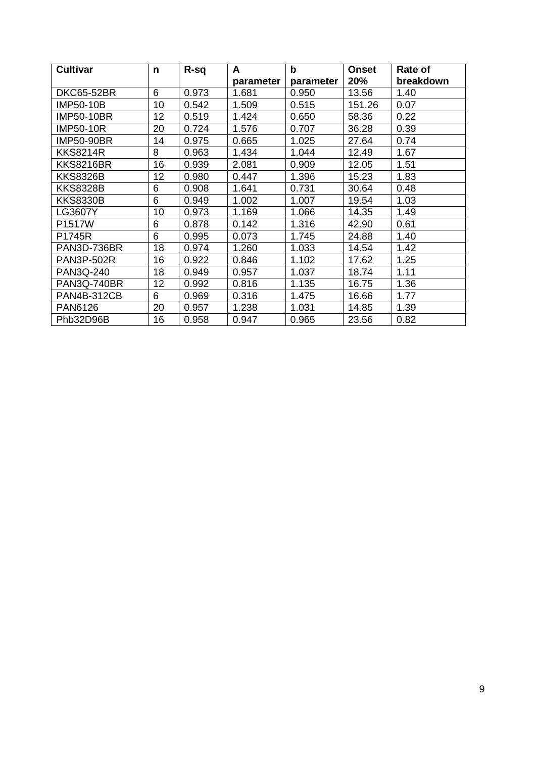| Cultivar | n | R-sq | A parameter | b parameter | Onset 20% | Rate of breakdown |
|---|---|---|---|---|---|---|
| DKC65-52BR | 6 | 0.973 | 1.681 | 0.950 | 13.56 | 1.40 |
| IMP50-10B | 10 | 0.542 | 1.509 | 0.515 | 151.26 | 0.07 |
| IMP50-10BR | 12 | 0.519 | 1.424 | 0.650 | 58.36 | 0.22 |
| IMP50-10R | 20 | 0.724 | 1.576 | 0.707 | 36.28 | 0.39 |
| IMP50-90BR | 14 | 0.975 | 0.665 | 1.025 | 27.64 | 0.74 |
| KKS8214R | 8 | 0.963 | 1.434 | 1.044 | 12.49 | 1.67 |
| KKS8216BR | 16 | 0.939 | 2.081 | 0.909 | 12.05 | 1.51 |
| KKS8326B | 12 | 0.980 | 0.447 | 1.396 | 15.23 | 1.83 |
| KKS8328B | 6 | 0.908 | 1.641 | 0.731 | 30.64 | 0.48 |
| KKS8330B | 6 | 0.949 | 1.002 | 1.007 | 19.54 | 1.03 |
| LG3607Y | 10 | 0.973 | 1.169 | 1.066 | 14.35 | 1.49 |
| P1517W | 6 | 0.878 | 0.142 | 1.316 | 42.90 | 0.61 |
| P1745R | 6 | 0.995 | 0.073 | 1.745 | 24.88 | 1.40 |
| PAN3D-736BR | 18 | 0.974 | 1.260 | 1.033 | 14.54 | 1.42 |
| PAN3P-502R | 16 | 0.922 | 0.846 | 1.102 | 17.62 | 1.25 |
| PAN3Q-240 | 18 | 0.949 | 0.957 | 1.037 | 18.74 | 1.11 |
| PAN3Q-740BR | 12 | 0.992 | 0.816 | 1.135 | 16.75 | 1.36 |
| PAN4B-312CB | 6 | 0.969 | 0.316 | 1.475 | 16.66 | 1.77 |
| PAN6126 | 20 | 0.957 | 1.238 | 1.031 | 14.85 | 1.39 |
| Phb32D96B | 16 | 0.958 | 0.947 | 0.965 | 23.56 | 0.82 |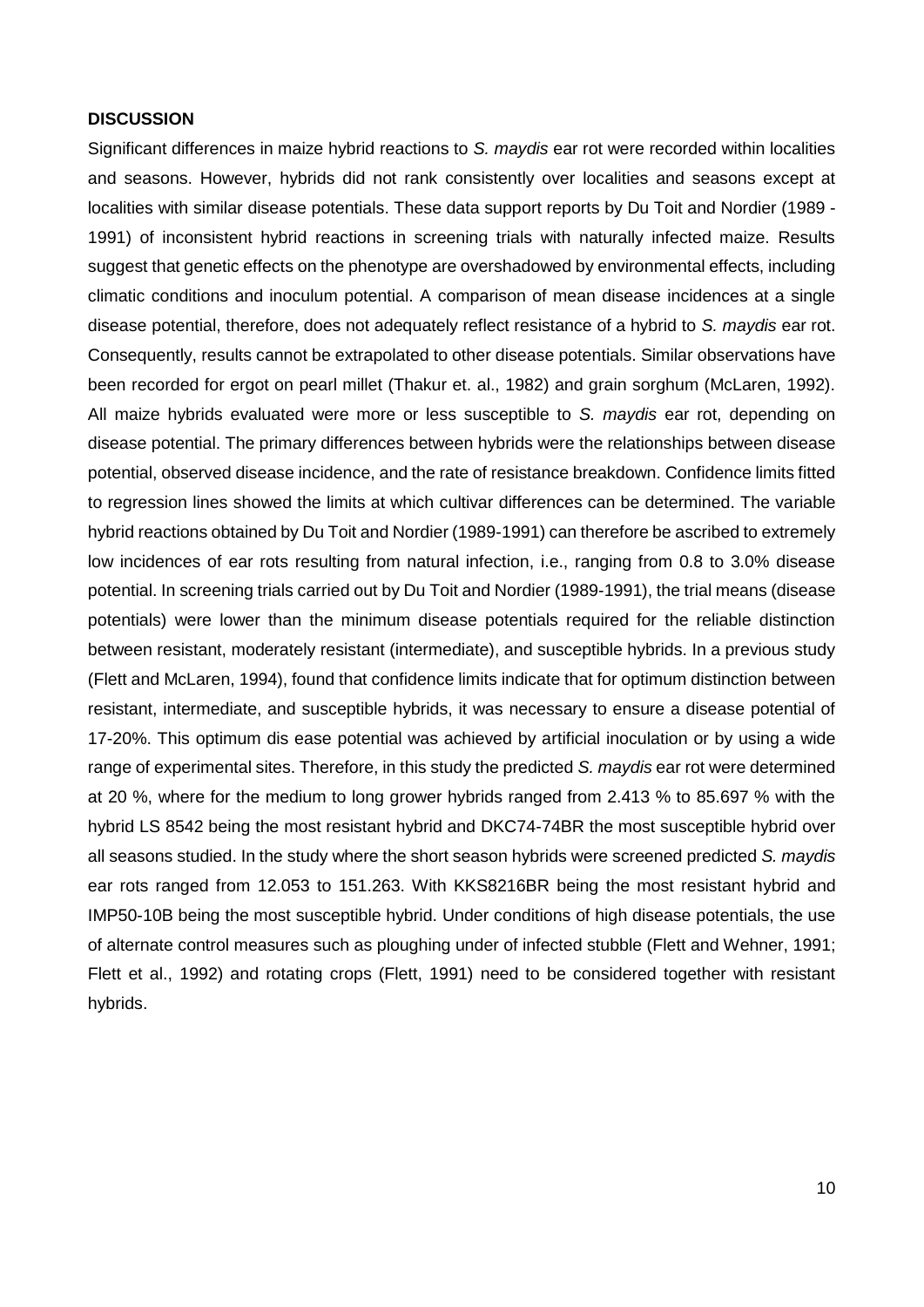**DISCUSSION**

Significant differences in maize hybrid reactions to *S. maydis* ear rot were recorded within localities and seasons. However, hybrids did not rank consistently over localities and seasons except at localities with similar disease potentials. These data support reports by Du Toit and Nordier (1989 - 1991) of inconsistent hybrid reactions in screening trials with naturally infected maize. Results suggest that genetic effects on the phenotype are overshadowed by environmental effects, including climatic conditions and inoculum potential. A comparison of mean disease incidences at a single disease potential, therefore, does not adequately reflect resistance of a hybrid to *S. maydis* ear rot. Consequently, results cannot be extrapolated to other disease potentials. Similar observations have been recorded for ergot on pearl millet (Thakur et. al., 1982) and grain sorghum (McLaren, 1992). All maize hybrids evaluated were more or less susceptible to *S. maydis* ear rot, depending on disease potential. The primary differences between hybrids were the relationships between disease potential, observed disease incidence, and the rate of resistance breakdown. Confidence limits fitted to regression lines showed the limits at which cultivar differences can be determined. The variable hybrid reactions obtained by Du Toit and Nordier (1989-1991) can therefore be ascribed to extremely low incidences of ear rots resulting from natural infection, i.e., ranging from 0.8 to 3.0% disease potential. In screening trials carried out by Du Toit and Nordier (1989-1991), the trial means (disease potentials) were lower than the minimum disease potentials required for the reliable distinction between resistant, moderately resistant (intermediate), and susceptible hybrids. In a previous study (Flett and McLaren, 1994), found that confidence limits indicate that for optimum distinction between resistant, intermediate, and susceptible hybrids, it was necessary to ensure a disease potential of 17-20%. This optimum dis ease potential was achieved by artificial inoculation or by using a wide range of experimental sites. Therefore, in this study the predicted *S. maydis* ear rot were determined at 20 %, where for the medium to long grower hybrids ranged from 2.413 % to 85.697 % with the hybrid LS 8542 being the most resistant hybrid and DKC74-74BR the most susceptible hybrid over all seasons studied. In the study where the short season hybrids were screened predicted *S. maydis* ear rots ranged from 12.053 to 151.263. With KKS8216BR being the most resistant hybrid and IMP50-10B being the most susceptible hybrid. Under conditions of high disease potentials, the use of alternate control measures such as ploughing under of infected stubble (Flett and Wehner, 1991; Flett et al., 1992) and rotating crops (Flett, 1991) need to be considered together with resistant hybrids.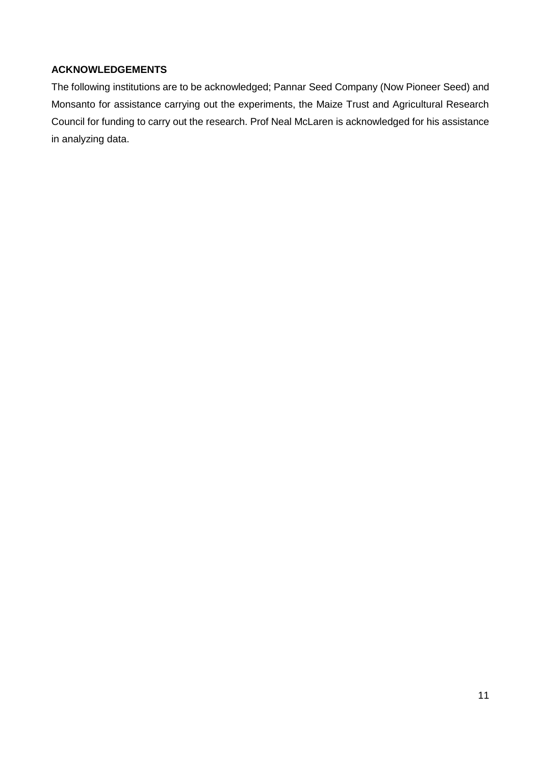**ACKNOWLEDGEMENTS**

The following institutions are to be acknowledged; Pannar Seed Company (Now Pioneer Seed) and Monsanto for assistance carrying out the experiments, the Maize Trust and Agricultural Research Council for funding to carry out the research. Prof Neal McLaren is acknowledged for his assistance in analyzing data.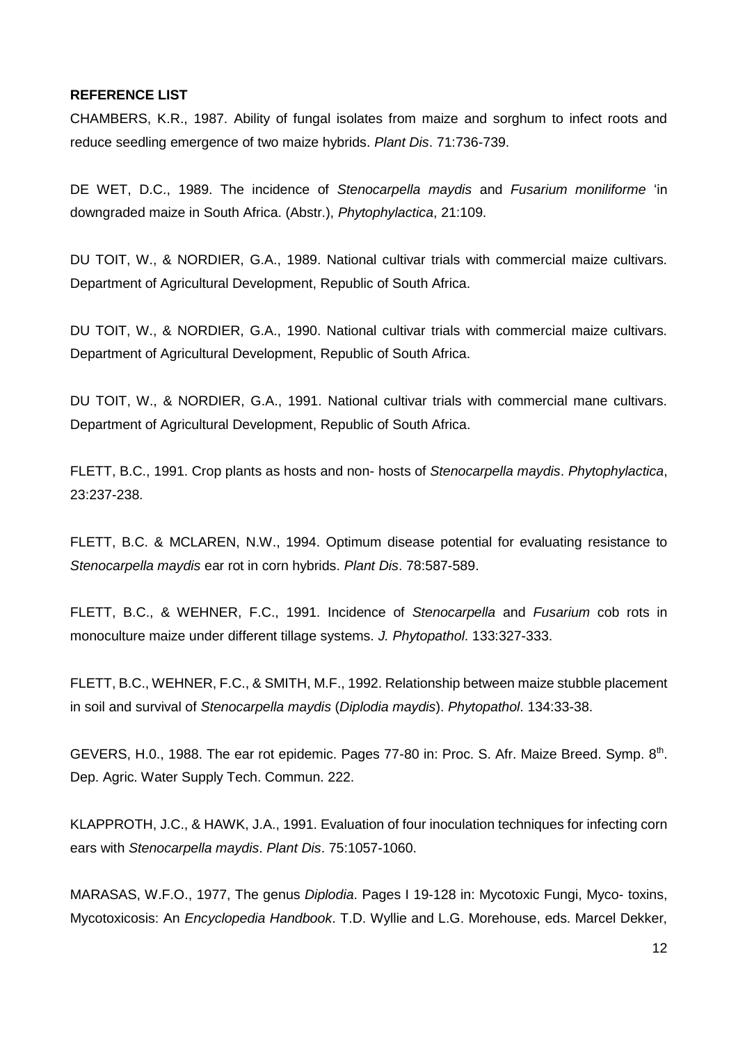**REFERENCE LIST**

CHAMBERS, K.R., 1987. Ability of fungal isolates from maize and sorghum to infect roots and reduce seedling emergence of two maize hybrids. *Plant Dis*. 71:736-739.

DE WET, D.C., 1989. The incidence of *Stenocarpella maydis* and *Fusarium moniliforme* 'in downgraded maize in South Africa. (Abstr.), *Phytophylactica*, 21:109.

DU TOIT, W., & NORDIER, G.A., 1989. National cultivar trials with commercial maize cultivars. Department of Agricultural Development, Republic of South Africa.

DU TOIT, W., & NORDIER, G.A., 1990. National cultivar trials with commercial maize cultivars. Department of Agricultural Development, Republic of South Africa.

DU TOIT, W., & NORDIER, G.A., 1991. National cultivar trials with commercial mane cultivars. Department of Agricultural Development, Republic of South Africa.

FLETT, B.C., 1991. Crop plants as hosts and non- hosts of *Stenocarpella maydis*. *Phytophylactica*, 23:237-238.

FLETT, B.C. & MCLAREN, N.W., 1994. Optimum disease potential for evaluating resistance to *Stenocarpella maydis* ear rot in corn hybrids. *Plant Dis*. 78:587-589.

FLETT, B.C., & WEHNER, F.C., 1991. Incidence of *Stenocarpella* and *Fusarium* cob rots in monoculture maize under different tillage systems. *J. Phytopathol*. 133:327-333.

FLETT, B.C., WEHNER, F.C., & SMITH, M.F., 1992. Relationship between maize stubble placement in soil and survival of *Stenocarpella maydis* (*Diplodia maydis*). *Phytopathol*. 134:33-38.

GEVERS, H.0., 1988. The ear rot epidemic. Pages 77-80 in: Proc. S. Afr. Maize Breed. Symp. 8th. Dep. Agric. Water Supply Tech. Commun. 222.

KLAPPROTH, J.C., & HAWK, J.A., 1991. Evaluation of four inoculation techniques for infecting corn ears with *Stenocarpella maydis*. *Plant Dis*. 75:1057-1060.

MARASAS, W.F.O., 1977, The genus *Diplodia*. Pages I 19-128 in: Mycotoxic Fungi, Myco- toxins, Mycotoxicosis: An *Encyclopedia Handbook*. T.D. Wyllie and L.G. Morehouse, eds. Marcel Dekker,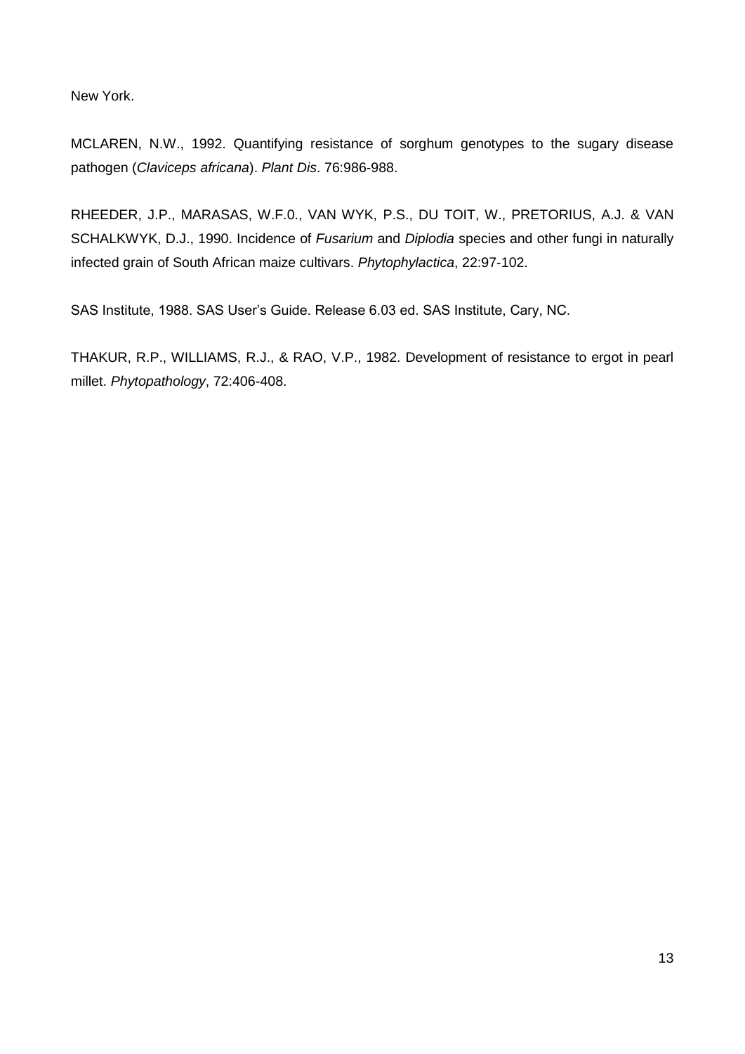New York.

MCLAREN, N.W., 1992. Quantifying resistance of sorghum genotypes to the sugary disease pathogen (*Claviceps africana*). *Plant Dis*. 76:986-988.

RHEEDER, J.P., MARASAS, W.F.0., VAN WYK, P.S., DU TOIT, W., PRETORIUS, A.J. & VAN SCHALKWYK, D.J., 1990. Incidence of *Fusarium* and *Diplodia* species and other fungi in naturally infected grain of South African maize cultivars. *Phytophylactica*, 22:97-102.

SAS Institute, 1988. SAS User's Guide. Release 6.03 ed. SAS Institute, Cary, NC.

THAKUR, R.P., WILLIAMS, R.J., & RAO, V.P., 1982. Development of resistance to ergot in pearl millet. *Phytopathology*, 72:406-408.